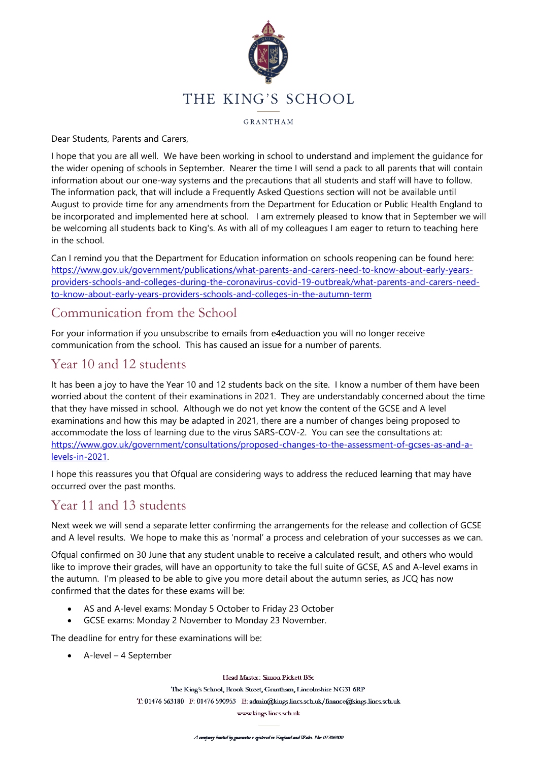# THE KING'S SCHOOL

GRANTHAM

Dear Students, Parents and Carers,

I hope that you are all well. We have been working in school to understand and implement the guidance for the wider opening of schools in September. Nearer the time I will send a pack to all parents that will contain information about our one-way systems and the precautions that all students and staff will have to follow. The information pack, that will include a Frequently Asked Questions section will not be available until August to provide time for any amendments from the Department for Education or Public Health England to be incorporated and implemented here at school. I am extremely pleased to know that in September we will be welcoming all students back to King's. As with all of my colleagues I am eager to return to teaching here in the school.

Can I remind you that the Department for Education information on schools reopening can be found here: https://www.gov.uk/government/publications/what-parents-and-carers-need-to-know-about-early-years-providers-schools-and-colleges-during-the-coronavirus-covid-19-outbreak/what-parents-and-carers-need-to-know-about-early-years-providers-schools-and-colleges-in-the-autumn-term

## Communication from the School

For your information if you unsubscribe to emails from e4eduaction you will no longer receive communication from the school. This has caused an issue for a number of parents.

## Year 10 and 12 students

It has been a joy to have the Year 10 and 12 students back on the site. I know a number of them have been worried about the content of their examinations in 2021. They are understandably concerned about the time that they have missed in school. Although we do not yet know the content of the GCSE and A level examinations and how this may be adapted in 2021, there are a number of changes being proposed to accommodate the loss of learning due to the virus SARS-COV-2. You can see the consultations at: https://www.gov.uk/government/consultations/proposed-changes-to-the-assessment-of-gcses-as-and-a-levels-in-2021.

I hope this reassures you that Ofqual are considering ways to address the reduced learning that may have occurred over the past months.

## Year 11 and 13 students

Next week we will send a separate letter confirming the arrangements for the release and collection of GCSE and A level results. We hope to make this as 'normal' a process and celebration of your successes as we can.

Ofqual confirmed on 30 June that any student unable to receive a calculated result, and others who would like to improve their grades, will have an opportunity to take the full suite of GCSE, AS and A-level exams in the autumn. I'm pleased to be able to give you more detail about the autumn series, as JCQ has now confirmed that the dates for these exams will be:

- AS and A-level exams: Monday 5 October to Friday 23 October
- GCSE exams: Monday 2 November to Monday 23 November.

The deadline for entry for these examinations will be:

- A-level – 4 September

Head Master: Simon Pickett BSc

The King's School, Brook Street, Grantham, Lincolnshire NG31 6RP

T: 01476 563180 F: 01476 590953 E: admin@kings.lincs.sch.uk/finance@kings.lincs.sch.uk

www.kings.lincs.sch.uk

*A company limited by guarantee registered in England and Wales. No: 07706900*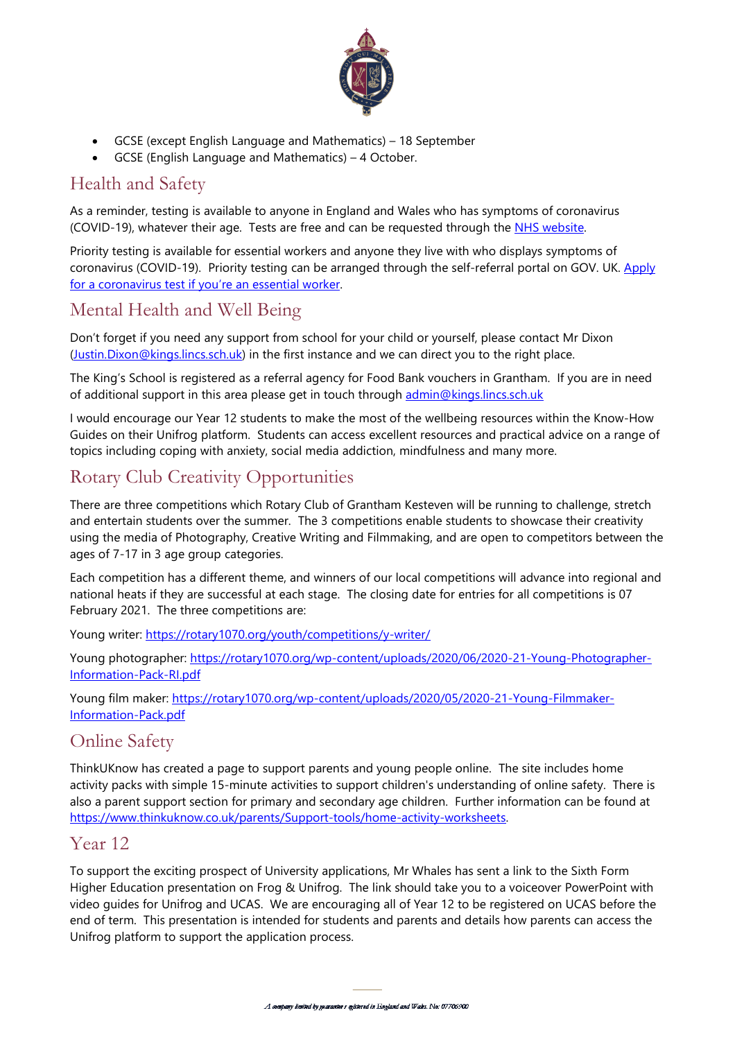- GCSE (except English Language and Mathematics) – 18 September
- GCSE (English Language and Mathematics) – 4 October.

## Health and Safety

As a reminder, testing is available to anyone in England and Wales who has symptoms of coronavirus (COVID-19), whatever their age. Tests are free and can be requested through the NHS website.

Priority testing is available for essential workers and anyone they live with who displays symptoms of coronavirus (COVID-19). Priority testing can be arranged through the self-referral portal on GOV. UK. Apply for a coronavirus test if you're an essential worker.

## Mental Health and Well Being

Don't forget if you need any support from school for your child or yourself, please contact Mr Dixon (Justin.Dixon@kings.lincs.sch.uk) in the first instance and we can direct you to the right place.

The King's School is registered as a referral agency for Food Bank vouchers in Grantham. If you are in need of additional support in this area please get in touch through admin@kings.lincs.sch.uk

I would encourage our Year 12 students to make the most of the wellbeing resources within the Know-How Guides on their Unifrog platform. Students can access excellent resources and practical advice on a range of topics including coping with anxiety, social media addiction, mindfulness and many more.

## Rotary Club Creativity Opportunities

There are three competitions which Rotary Club of Grantham Kesteven will be running to challenge, stretch and entertain students over the summer. The 3 competitions enable students to showcase their creativity using the media of Photography, Creative Writing and Filmmaking, and are open to competitors between the ages of 7-17 in 3 age group categories.

Each competition has a different theme, and winners of our local competitions will advance into regional and national heats if they are successful at each stage. The closing date for entries for all competitions is 07 February 2021. The three competitions are:

Young writer: https://rotary1070.org/youth/competitions/y-writer/

Young photographer: https://rotary1070.org/wp-content/uploads/2020/06/2020-21-Young-Photographer-Information-Pack-RI.pdf

Young film maker: https://rotary1070.org/wp-content/uploads/2020/05/2020-21-Young-Filmmaker-Information-Pack.pdf

## Online Safety

ThinkUKnow has created a page to support parents and young people online. The site includes home activity packs with simple 15-minute activities to support children's understanding of online safety. There is also a parent support section for primary and secondary age children. Further information can be found at https://www.thinkuknow.co.uk/parents/Support-tools/home-activity-worksheets.

## Year 12

To support the exciting prospect of University applications, Mr Whales has sent a link to the Sixth Form Higher Education presentation on Frog & Unifrog. The link should take you to a voiceover PowerPoint with video guides for Unifrog and UCAS. We are encouraging all of Year 12 to be registered on UCAS before the end of term. This presentation is intended for students and parents and details how parents can access the Unifrog platform to support the application process.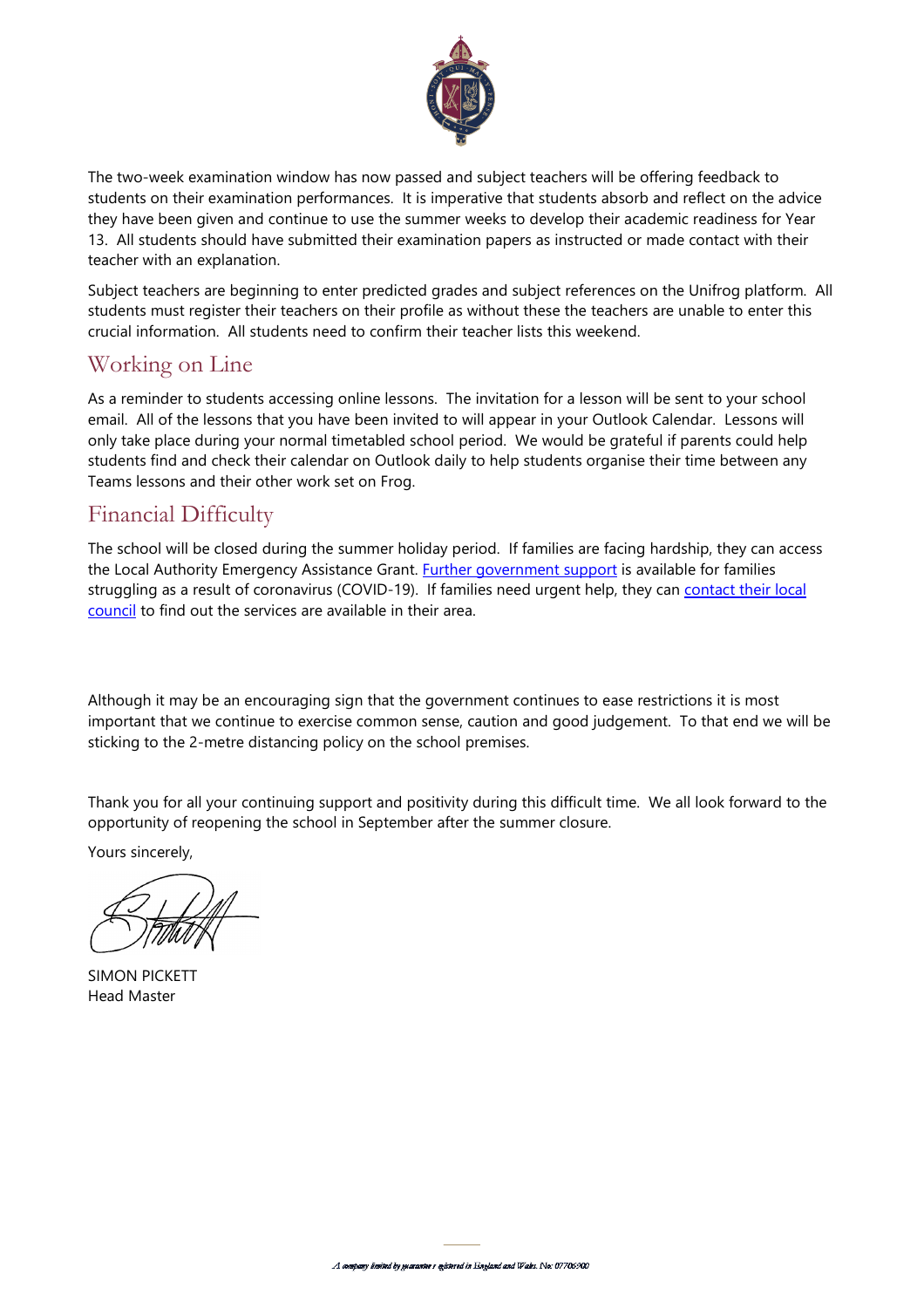The two-week examination window has now passed and subject teachers will be offering feedback to students on their examination performances. It is imperative that students absorb and reflect on the advice they have been given and continue to use the summer weeks to develop their academic readiness for Year 13. All students should have submitted their examination papers as instructed or made contact with their teacher with an explanation.

Subject teachers are beginning to enter predicted grades and subject references on the Unifrog platform. All students must register their teachers on their profile as without these the teachers are unable to enter this crucial information. All students need to confirm their teacher lists this weekend.

## Working on Line

As a reminder to students accessing online lessons. The invitation for a lesson will be sent to your school email. All of the lessons that you have been invited to will appear in your Outlook Calendar. Lessons will only take place during your normal timetabled school period. We would be grateful if parents could help students find and check their calendar on Outlook daily to help students organise their time between any Teams lessons and their other work set on Frog.

## Financial Difficulty

The school will be closed during the summer holiday period. If families are facing hardship, they can access the Local Authority Emergency Assistance Grant. Further government support is available for families struggling as a result of coronavirus (COVID-19). If families need urgent help, they can contact their local council to find out the services are available in their area.

Although it may be an encouraging sign that the government continues to ease restrictions it is most important that we continue to exercise common sense, caution and good judgement. To that end we will be sticking to the 2-metre distancing policy on the school premises.

Thank you for all your continuing support and positivity during this difficult time. We all look forward to the opportunity of reopening the school in September after the summer closure.

Yours sincerely,

SIMON PICKETT
Head Master